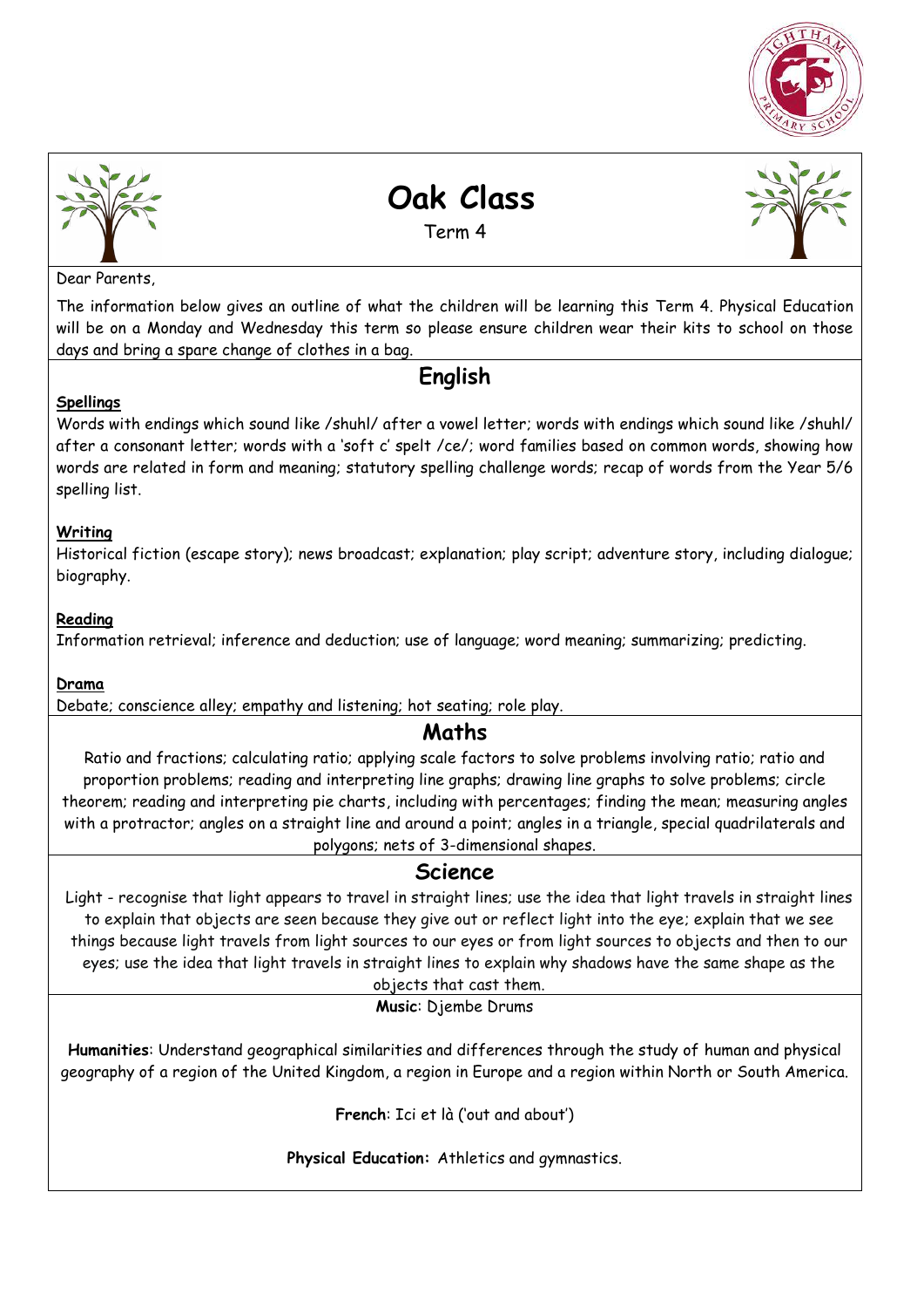# Oak Class

Term 4

Dear Parents,

The information below gives an outline of what the children will be learning this Term 4. Physical Education will be on a Monday and Wednesday this term so please ensure children wear their kits to school on those days and bring a spare change of clothes in a bag.

## English

**Spellings**

Words with endings which sound like /shuhl/ after a vowel letter; words with endings which sound like /shuhl/ after a consonant letter; words with a 'soft c' spelt /ce/; word families based on common words, showing how words are related in form and meaning; statutory spelling challenge words; recap of words from the Year 5/6 spelling list.

**Writing**

Historical fiction (escape story); news broadcast; explanation; play script; adventure story, including dialogue; biography.

**Reading**

Information retrieval; inference and deduction; use of language; word meaning; summarizing; predicting.

**Drama**

Debate; conscience alley; empathy and listening; hot seating; role play.

## Maths

Ratio and fractions; calculating ratio; applying scale factors to solve problems involving ratio; ratio and proportion problems; reading and interpreting line graphs; drawing line graphs to solve problems; circle theorem; reading and interpreting pie charts, including with percentages; finding the mean; measuring angles with a protractor; angles on a straight line and around a point; angles in a triangle, special quadrilaterals and polygons; nets of 3-dimensional shapes.

## Science

Light - recognise that light appears to travel in straight lines; use the idea that light travels in straight lines to explain that objects are seen because they give out or reflect light into the eye; explain that we see things because light travels from light sources to our eyes or from light sources to objects and then to our eyes; use the idea that light travels in straight lines to explain why shadows have the same shape as the objects that cast them.

**Music**: Djembe Drums

**Humanities**: Understand geographical similarities and differences through the study of human and physical geography of a region of the United Kingdom, a region in Europe and a region within North or South America.

**French**: Ici et là ('out and about')

**Physical Education:** Athletics and gymnastics.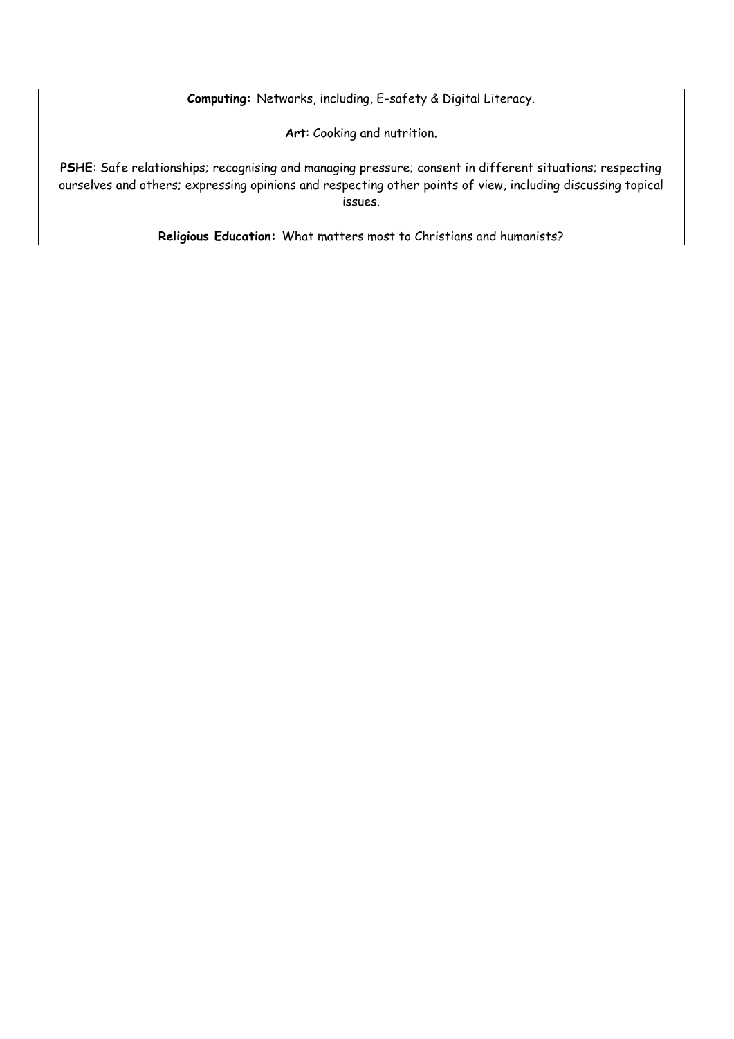**Computing:** Networks, including, E-safety & Digital Literacy.

**Art**: Cooking and nutrition.

**PSHE**: Safe relationships; recognising and managing pressure; consent in different situations; respecting ourselves and others; expressing opinions and respecting other points of view, including discussing topical issues.

**Religious Education:** What matters most to Christians and humanists?